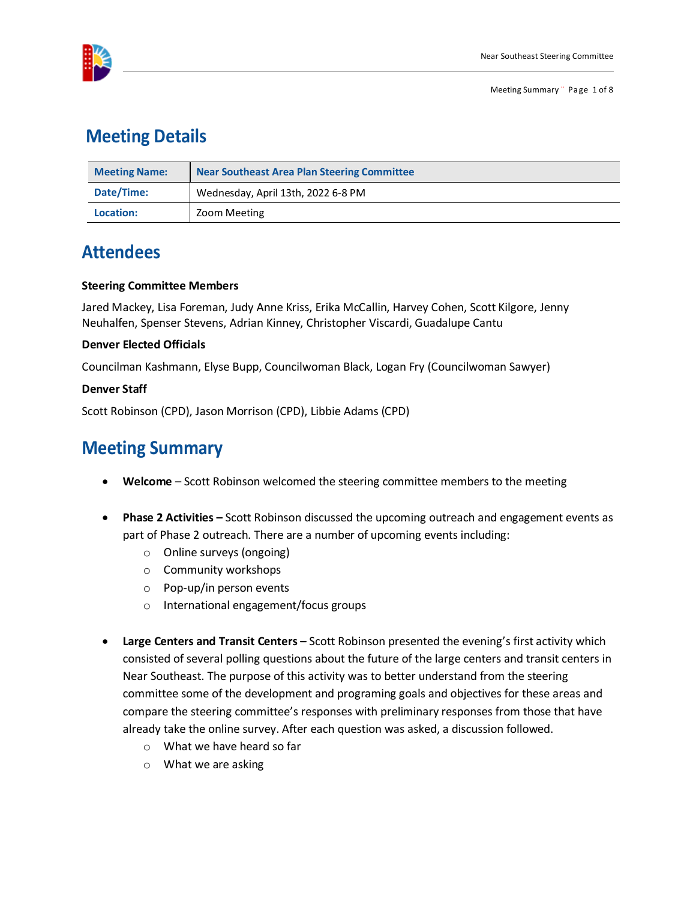# Meeting Details

| Meeting Name: | Near Southeast Area Plan Steering Committee |
|---|---|
| Date/Time: | Wednesday, April 13th, 2022 6-8 PM |
| Location: | Zoom Meeting |

# Attendees

**Steering Committee Members**

Jared Mackey, Lisa Foreman, Judy Anne Kriss, Erika McCallin, Harvey Cohen, Scott Kilgore, Jenny Neuhalfen, Spenser Stevens, Adrian Kinney, Christopher Viscardi, Guadalupe Cantu

**Denver Elected Officials**

Councilman Kashmann, Elyse Bupp, Councilwoman Black, Logan Fry (Councilwoman Sawyer)

**Denver Staff**

Scott Robinson (CPD), Jason Morrison (CPD), Libbie Adams (CPD)

# Meeting Summary

- **Welcome** – Scott Robinson welcomed the steering committee members to the meeting

- **Phase 2 Activities –** Scott Robinson discussed the upcoming outreach and engagement events as part of Phase 2 outreach. There are a number of upcoming events including:
  - Online surveys (ongoing)
  - Community workshops
  - Pop-up/in person events
  - International engagement/focus groups

- **Large Centers and Transit Centers –** Scott Robinson presented the evening's first activity which consisted of several polling questions about the future of the large centers and transit centers in Near Southeast. The purpose of this activity was to better understand from the steering committee some of the development and programing goals and objectives for these areas and compare the steering committee's responses with preliminary responses from those that have already take the online survey. After each question was asked, a discussion followed.
  - What we have heard so far
  - What we are asking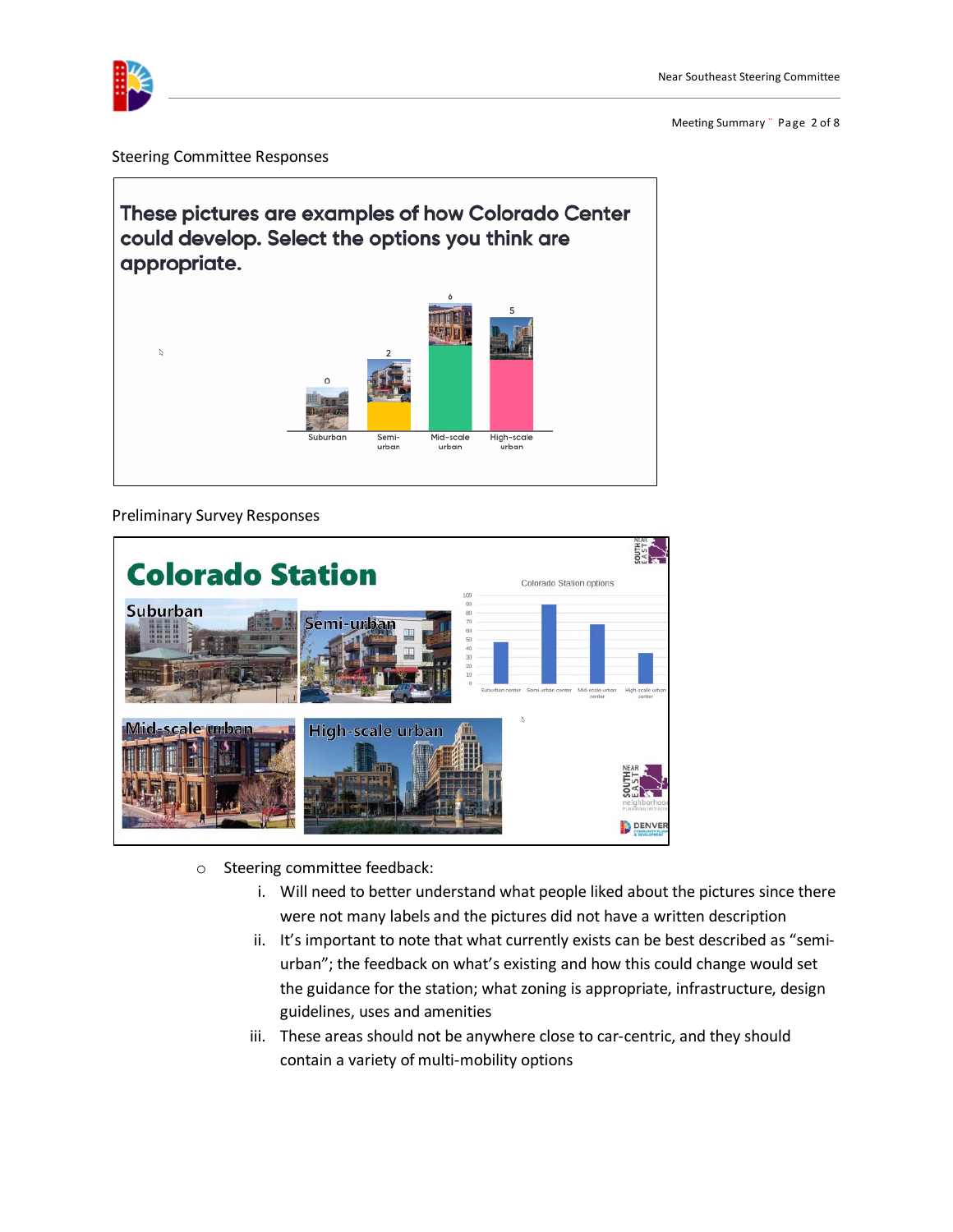Steering Committee Responses

**These pictures are examples of how Colorado Center could develop. Select the options you think are appropriate.**

| Suburban | Semi-urban | Mid-scale urban | High-scale urban |
| --- | --- | --- | --- |
| 0 | 2 | 6 | 5 |

Preliminary Survey Responses

**Colorado Station**

Suburban | Semi-urban | Mid-scale urban | High-scale urban

Colorado Station options

- Steering committee feedback:
  1. Will need to better understand what people liked about the pictures since there were not many labels and the pictures did not have a written description
  2. It's important to note that what currently exists can be best described as "semi-urban"; the feedback on what's existing and how this could change would set the guidance for the station; what zoning is appropriate, infrastructure, design guidelines, uses and amenities
  3. These areas should not be anywhere close to car-centric, and they should contain a variety of multi-mobility options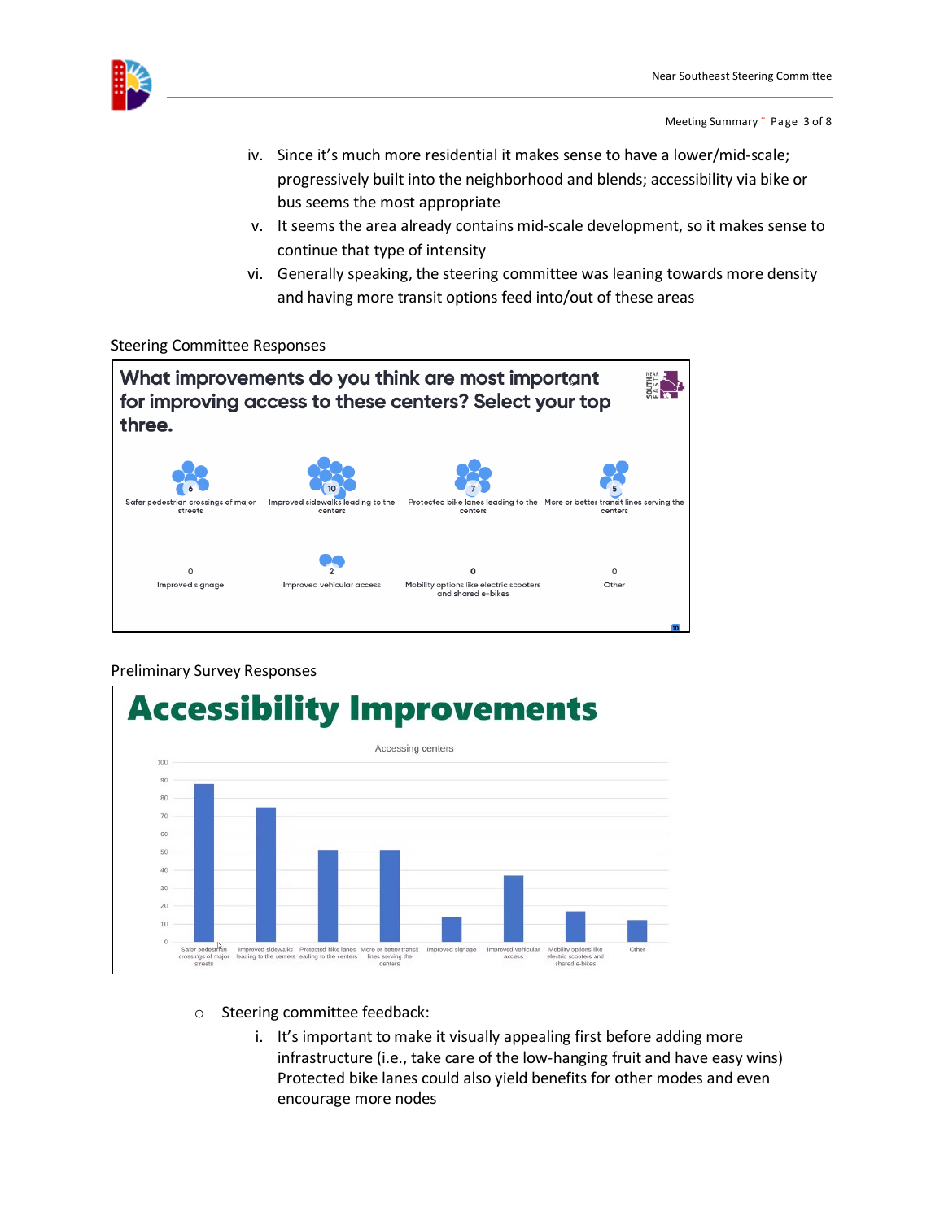iv. Since it's much more residential it makes sense to have a lower/mid-scale; progressively built into the neighborhood and blends; accessibility via bike or bus seems the most appropriate

v. It seems the area already contains mid-scale development, so it makes sense to continue that type of intensity

vi. Generally speaking, the steering committee was leaning towards more density and having more transit options feed into/out of these areas

Steering Committee Responses

**What improvements do you think are most important for improving access to these centers? Select your top three.**

| Improvement | Responses |
| --- | --- |
| Safer pedestrian crossings of major streets | 6 |
| Improved sidewalks leading to the centers | 10 |
| Protected bike lanes leading to the centers | 7 |
| More or better transit lines serving the centers | 5 |
| Improved signage | 0 |
| Improved vehicular access | 2 |
| Mobility options like electric scooters and shared e-bikes | 0 |
| Other | 0 |

Preliminary Survey Responses

**Accessibility Improvements**

Accessing centers

| Improvement | Responses (approx.) |
| --- | --- |
| Safer pedestrian crossings of major streets | 88 |
| Improved sidewalks leading to the centers | 75 |
| Protected bike lanes leading to the centers | 51 |
| More or better transit lines serving the centers | 51 |
| Improved signage | 14 |
| Improved vehicular access | 37 |
| Mobility options like electric scooters and shared e-bikes | 17 |
| Other | 12 |

- Steering committee feedback:

  i. It's important to make it visually appealing first before adding more infrastructure (i.e., take care of the low-hanging fruit and have easy wins) Protected bike lanes could also yield benefits for other modes and even encourage more nodes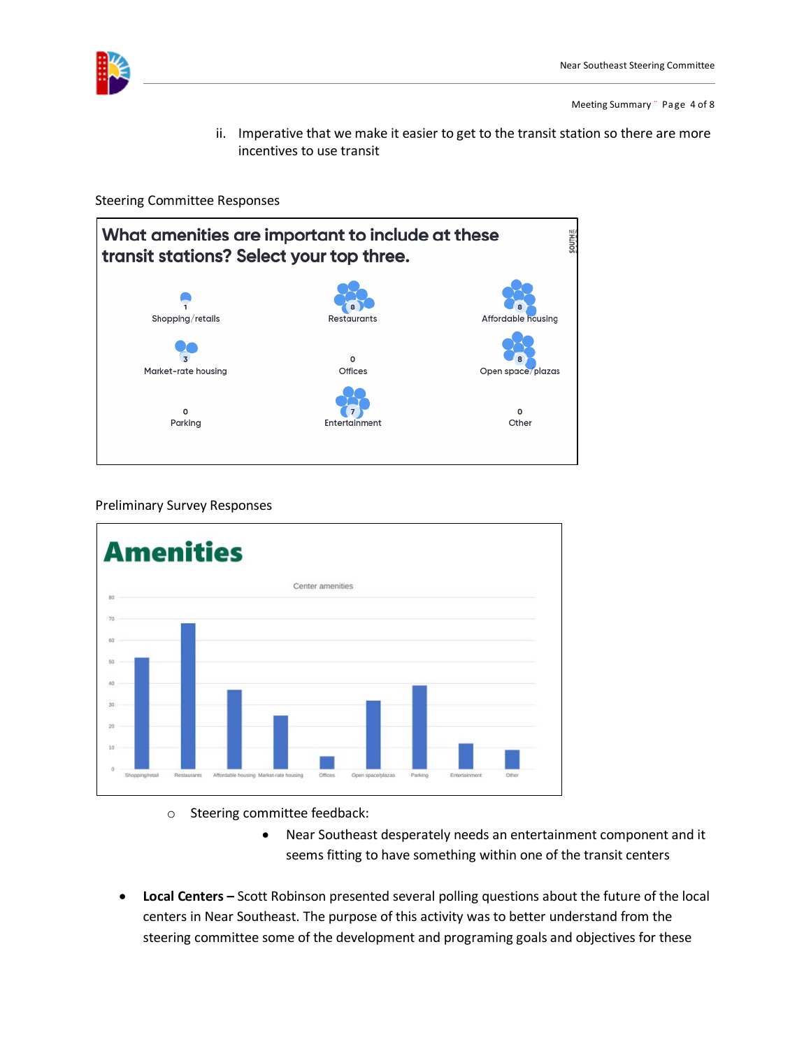ii. Imperative that we make it easier to get to the transit station so there are more incentives to use transit

Steering Committee Responses

**What amenities are important to include at these transit stations? Select your top three.**

| Amenity | Votes |
|---|---|
| Shopping/retails | 1 |
| Restaurants | 8 |
| Affordable housing | 8 |
| Market-rate housing | 3 |
| Offices | 0 |
| Open space/plazas | 8 |
| Parking | 0 |
| Entertainment | 7 |
| Other | 0 |

Preliminary Survey Responses

**Amenities**

Center amenities

| Amenity | Responses (approx.) |
|---|---|
| Shopping/retail | 52 |
| Restaurants | 68 |
| Affordable housing | 37 |
| Market-rate housing | 25 |
| Offices | 6 |
| Open space/plazas | 32 |
| Parking | 39 |
| Entertainment | 12 |
| Other | 9 |

- Steering committee feedback:
  - Near Southeast desperately needs an entertainment component and it seems fitting to have something within one of the transit centers

- **Local Centers –** Scott Robinson presented several polling questions about the future of the local centers in Near Southeast. The purpose of this activity was to better understand from the steering committee some of the development and programing goals and objectives for these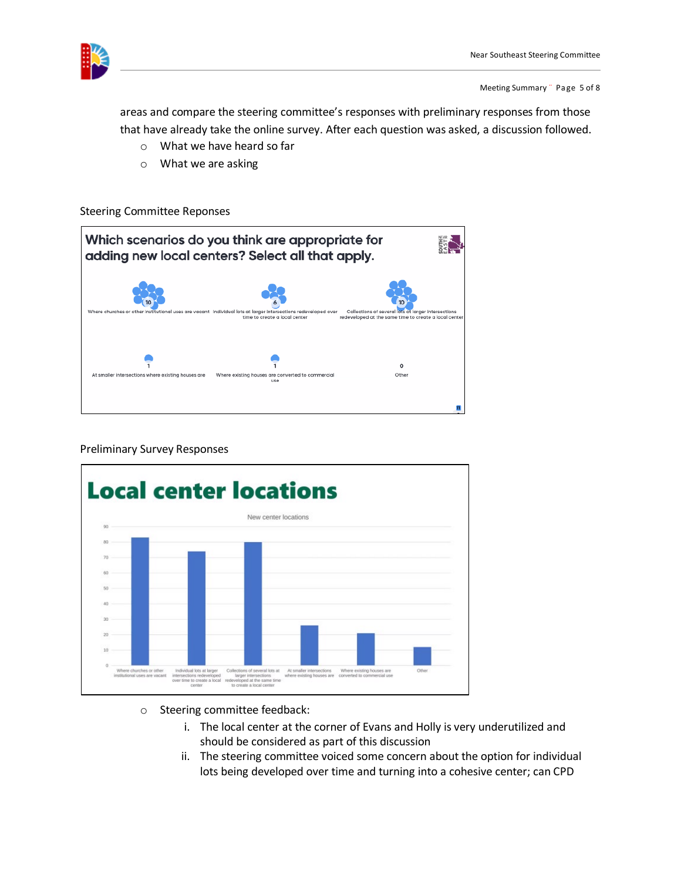areas and compare the steering committee's responses with preliminary responses from those that have already take the online survey. After each question was asked, a discussion followed.

- What we have heard so far
- What we are asking

Steering Committee Reponses

**Which scenarios do you think are appropriate for adding new local centers? Select all that apply.**

| Scenario | Responses |
|---|---|
| Where churches or other institutional uses are vacant | 10 |
| Individual lots at larger intersections redeveloped over time to create a local center | 6 |
| Collections of several lots at larger intersections redeveloped at the same time to create a local center | 10 |
| At smaller intersections where existing houses are | 1 |
| Where existing houses are converted to commercial use | 1 |
| Other | 0 |

Preliminary Survey Responses

**Local center locations**

New center locations

| Scenario | Approximate responses |
|---|---|
| Where churches or other institutional uses are vacant | 83 |
| Individual lots at larger intersections redeveloped over time to create a local center | 74 |
| Collections of several lots at larger intersections redeveloped at the same time to create a local center | 80 |
| At smaller intersections where existing houses are | 26 |
| Where existing houses are converted to commercial use | 21 |
| Other | 12 |

- Steering committee feedback:
  1. The local center at the corner of Evans and Holly is very underutilized and should be considered as part of this discussion
  2. The steering committee voiced some concern about the option for individual lots being developed over time and turning into a cohesive center; can CPD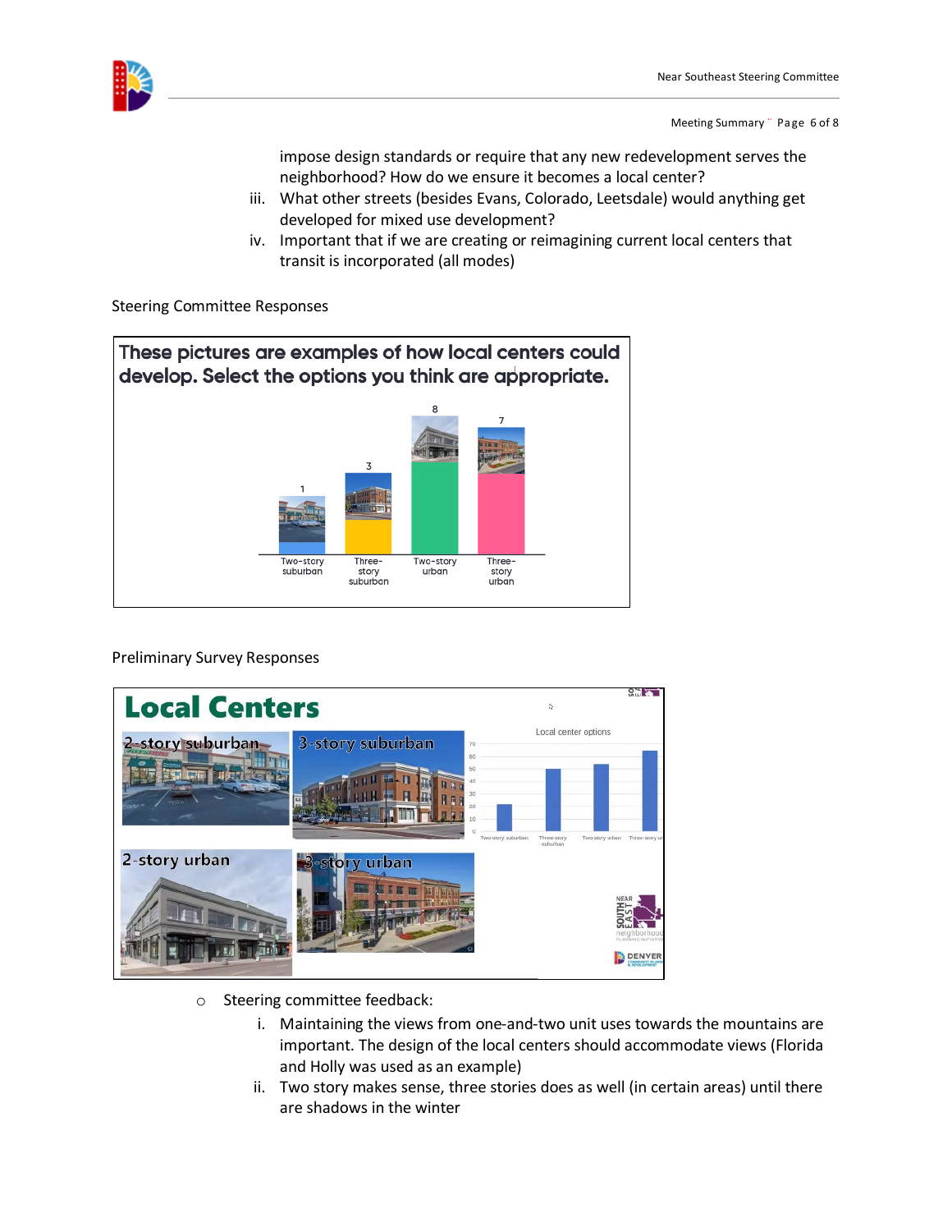impose design standards or require that any new redevelopment serves the neighborhood? How do we ensure it becomes a local center?

iii. What other streets (besides Evans, Colorado, Leetsdale) would anything get developed for mixed use development?

iv. Important that if we are creating or reimagining current local centers that transit is incorporated (all modes)

Steering Committee Responses

**These pictures are examples of how local centers could develop. Select the options you think are appropriate.**

| Option | Responses |
|---|---|
| Two-story suburban | 1 |
| Three-story suburban | 3 |
| Two-story urban | 8 |
| Three-story urban | 7 |

Preliminary Survey Responses

**Local Centers**

2-story suburban | 3-story suburban | 2-story urban | 3-story urban

Local center options

- o Steering committee feedback:
  - i. Maintaining the views from one-and-two unit uses towards the mountains are important. The design of the local centers should accommodate views (Florida and Holly was used as an example)
  - ii. Two story makes sense, three stories does as well (in certain areas) until there are shadows in the winter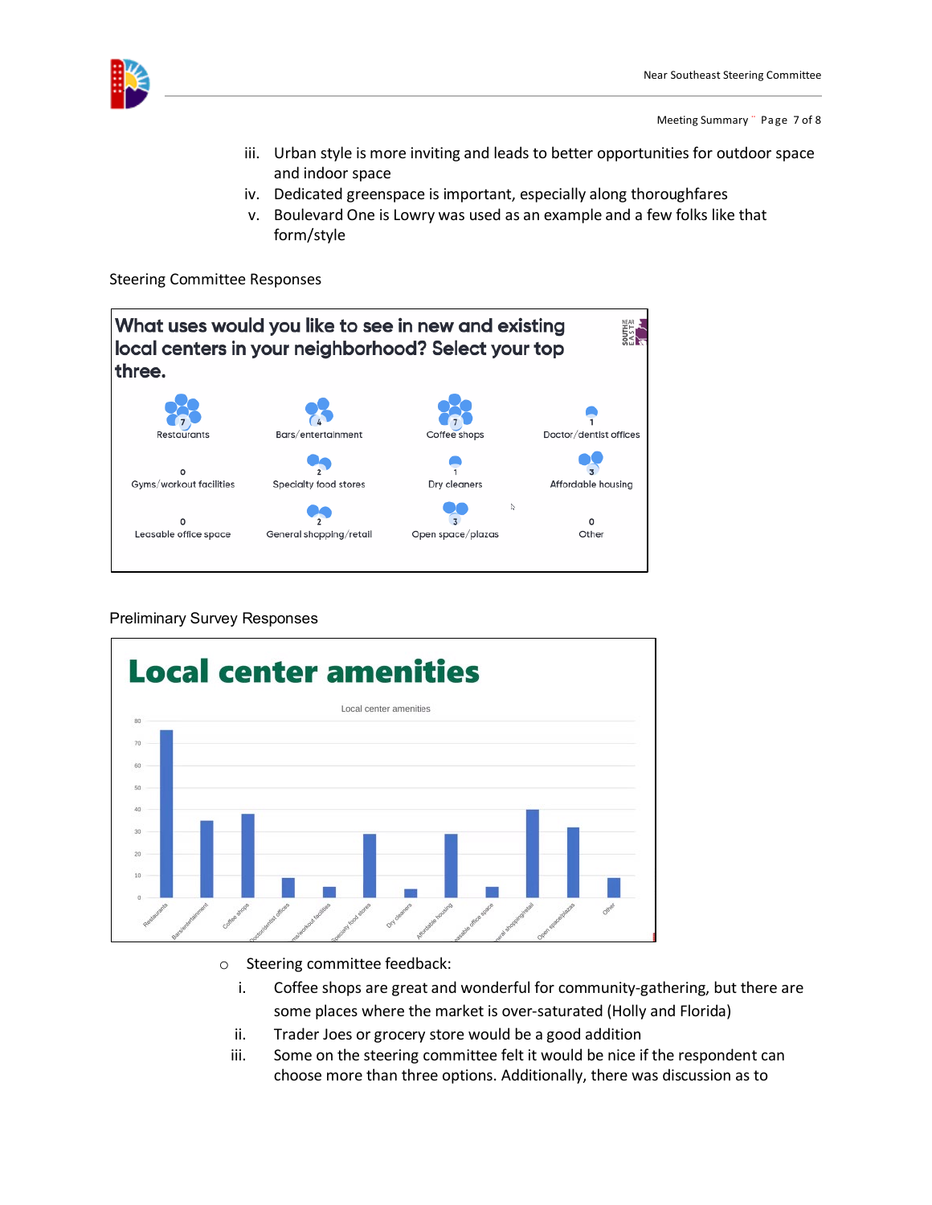iii. Urban style is more inviting and leads to better opportunities for outdoor space and indoor space

iv. Dedicated greenspace is important, especially along thoroughfares

v. Boulevard One is Lowry was used as an example and a few folks like that form/style

Steering Committee Responses

**What uses would you like to see in new and existing local centers in your neighborhood? Select your top three.**

| Option | Votes |
|---|---|
| Restaurants | 7 |
| Bars/entertainment | 4 |
| Coffee shops | 7 |
| Doctor/dentist offices | 1 |
| Gyms/workout facilities | 0 |
| Specialty food stores | 2 |
| Dry cleaners | 1 |
| Affordable housing | 3 |
| Leasable office space | 0 |
| General shopping/retail | 2 |
| Open space/plazas | 3 |
| Other | 0 |

Preliminary Survey Responses

**Local center amenities**

Local center amenities

| Amenity | Responses (approx.) |
|---|---|
| Restaurants | 76 |
| Bars/entertainment | 35 |
| Coffee shops | 38 |
| Doctor/dentist offices | 9 |
| Gyms/workout facilities | 5 |
| Specialty food stores | 29 |
| Dry cleaners | 4 |
| Affordable housing | 29 |
| Leasable office space | 5 |
| General shopping/retail | 40 |
| Open space/plazas | 32 |
| Other | 9 |

- Steering committee feedback:
  i. Coffee shops are great and wonderful for community-gathering, but there are some places where the market is over-saturated (Holly and Florida)
  ii. Trader Joes or grocery store would be a good addition
  iii. Some on the steering committee felt it would be nice if the respondent can choose more than three options. Additionally, there was discussion as to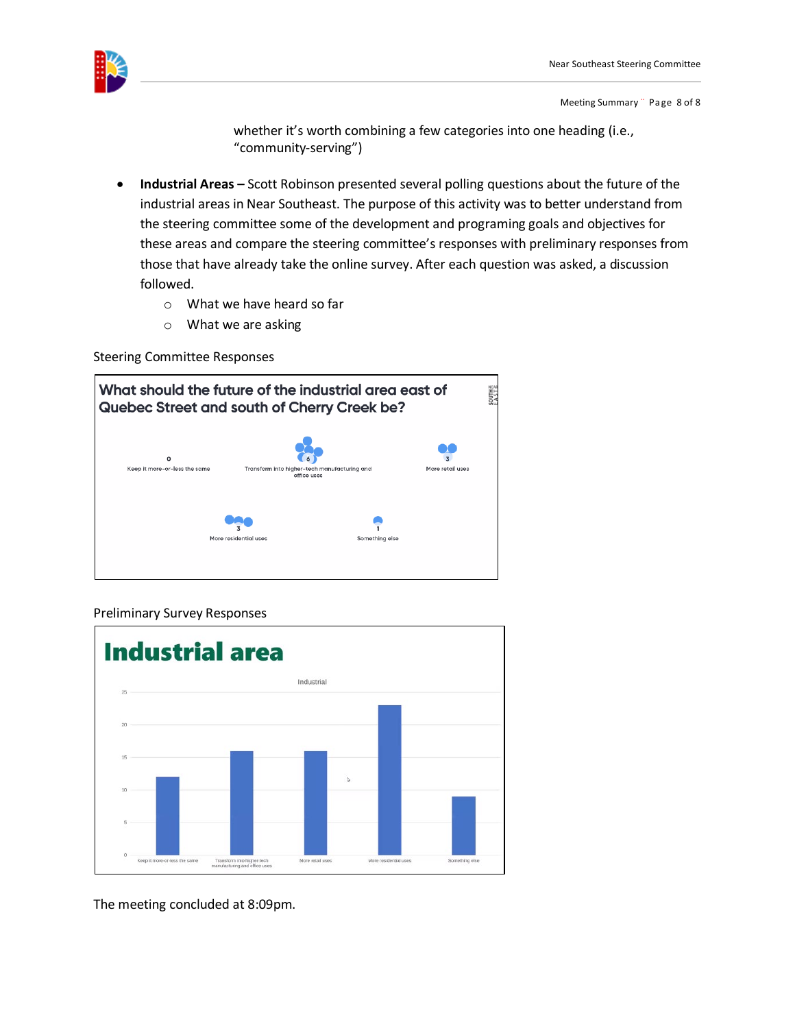whether it's worth combining a few categories into one heading (i.e., "community-serving")

- **Industrial Areas –** Scott Robinson presented several polling questions about the future of the industrial areas in Near Southeast. The purpose of this activity was to better understand from the steering committee some of the development and programing goals and objectives for these areas and compare the steering committee's responses with preliminary responses from those that have already take the online survey. After each question was asked, a discussion followed.
  - What we have heard so far
  - What we are asking

Steering Committee Responses

What should the future of the industrial area east of Quebec Street and south of Cherry Creek be?

0
Keep it more-or-less the same

6
Transform into higher-tech manufacturing and office uses

3
More retail uses

3
More residential uses

1
Something else

Preliminary Survey Responses

Industrial area

Industrial

25
20
15
10
5
0

Keep it more-or-less the same
Transform into higher-tech manufacturing and office uses
More retail uses
More residential uses
Something else

The meeting concluded at 8:09pm.